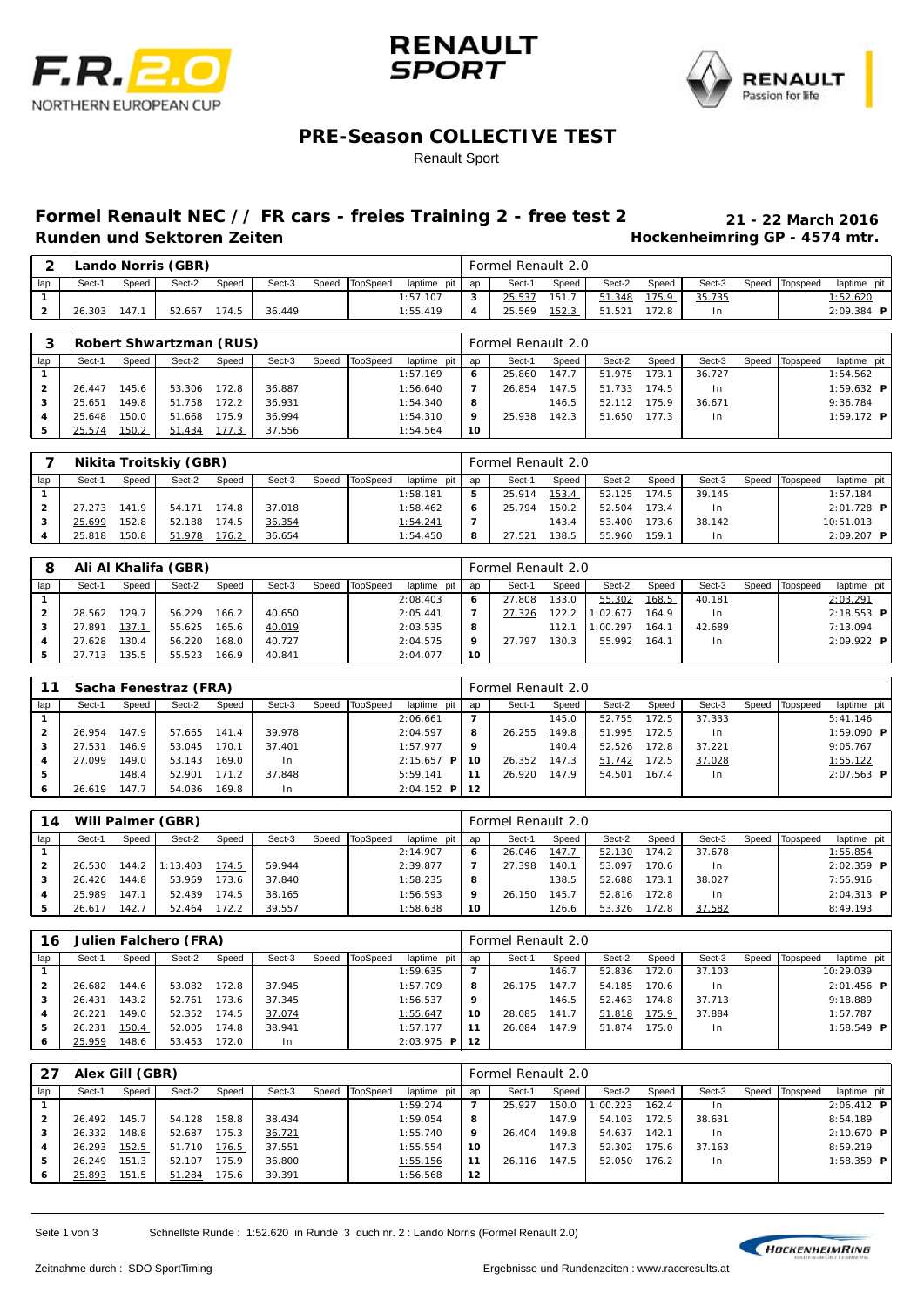# PRE-Season COLLECTIVE TEST

Renault Sport

## Formel Renault NEC // FR cars - freies Training 2 - free test 2

**Runden und Sektoren Zeiten**

**21 - 22 March 2016**
**Hockenheimring GP - 4574 mtr.**

### 2 Lando Norris (GBR) — Formel Renault 2.0

| lap | Sect-1 | Speed | Sect-2 | Speed | Sect-3 | Speed | TopSpeed | laptime | pit | lap | Sect-1 | Speed | Sect-2 | Speed | Sect-3 | Speed | Topspeed | laptime | pit |
|---|---|---|---|---|---|---|---|---|---|---|---|---|---|---|---|---|---|---|---|
| 1 | | | | | | | | 1:57.107 | | 3 | 25.537 | 151.7 | 51.348 | 175.9 | 35.735 | | | 1:52.620 | |
| 2 | 26.303 | 147.1 | 52.667 | 174.5 | 36.449 | | | 1:55.419 | | 4 | 25.569 | 152.3 | 51.521 | 172.8 | In | | | 2:09.384 | P |

### 3 Robert Shwartzman (RUS) — Formel Renault 2.0

| lap | Sect-1 | Speed | Sect-2 | Speed | Sect-3 | Speed | TopSpeed | laptime | pit | lap | Sect-1 | Speed | Sect-2 | Speed | Sect-3 | Speed | Topspeed | laptime | pit |
|---|---|---|---|---|---|---|---|---|---|---|---|---|---|---|---|---|---|---|---|
| 1 | | | | | | | | 1:57.169 | | 6 | 25.860 | 147.7 | 51.975 | 173.1 | 36.727 | | | 1:54.562 | |
| 2 | 26.447 | 145.6 | 53.306 | 172.8 | 36.887 | | | 1:56.640 | | 7 | 26.854 | 147.5 | 51.733 | 174.5 | In | | | 1:59.632 | P |
| 3 | 25.651 | 149.8 | 51.758 | 172.2 | 36.931 | | | 1:54.340 | | 8 | | 146.5 | 52.112 | 175.9 | 36.671 | | | 9:36.784 | |
| 4 | 25.648 | 150.0 | 51.668 | 175.9 | 36.994 | | | 1:54.310 | | 9 | 25.938 | 142.3 | 51.650 | 177.3 | In | | | 1:59.172 | P |
| 5 | 25.574 | 150.2 | 51.434 | 177.3 | 37.556 | | | 1:54.564 | | 10 | | | | | | | | | |

### 7 Nikita Troitskiy (GBR) — Formel Renault 2.0

| lap | Sect-1 | Speed | Sect-2 | Speed | Sect-3 | Speed | TopSpeed | laptime | pit | lap | Sect-1 | Speed | Sect-2 | Speed | Sect-3 | Speed | Topspeed | laptime | pit |
|---|---|---|---|---|---|---|---|---|---|---|---|---|---|---|---|---|---|---|---|
| 1 | | | | | | | | 1:58.181 | | 5 | 25.914 | 153.4 | 52.125 | 174.5 | 39.145 | | | 1:57.184 | |
| 2 | 27.273 | 141.9 | 54.171 | 174.8 | 37.018 | | | 1:58.462 | | 6 | 25.794 | 150.2 | 52.504 | 173.4 | In | | | 2:01.728 | P |
| 3 | 25.699 | 152.8 | 52.188 | 174.5 | 36.354 | | | 1:54.241 | | 7 | | 143.4 | 53.400 | 173.6 | 38.142 | | | 10:51.013 | |
| 4 | 25.818 | 150.8 | 51.978 | 176.2 | 36.654 | | | 1:54.450 | | 8 | 27.521 | 138.5 | 55.960 | 159.1 | In | | | 2:09.207 | P |

### 8 Ali Al Khalifa (GBR) — Formel Renault 2.0

| lap | Sect-1 | Speed | Sect-2 | Speed | Sect-3 | Speed | TopSpeed | laptime | pit | lap | Sect-1 | Speed | Sect-2 | Speed | Sect-3 | Speed | Topspeed | laptime | pit |
|---|---|---|---|---|---|---|---|---|---|---|---|---|---|---|---|---|---|---|---|
| 1 | | | | | | | | 2:08.403 | | 6 | 27.808 | 133.0 | 55.302 | 168.5 | 40.181 | | | 2:03.291 | |
| 2 | 28.562 | 129.7 | 56.229 | 166.2 | 40.650 | | | 2:05.441 | | 7 | 27.326 | 122.2 | 1:02.677 | 164.9 | In | | | 2:18.553 | P |
| 3 | 27.891 | 137.1 | 55.625 | 165.6 | 40.019 | | | 2:03.535 | | 8 | | 112.1 | 1:00.297 | 164.1 | 42.689 | | | 7:13.094 | |
| 4 | 27.628 | 130.4 | 56.220 | 168.0 | 40.727 | | | 2:04.575 | | 9 | 27.797 | 130.3 | 55.992 | 164.1 | In | | | 2:09.922 | P |
| 5 | 27.713 | 135.5 | 55.523 | 166.9 | 40.841 | | | 2:04.077 | | 10 | | | | | | | | | |

### 11 Sacha Fenestraz (FRA) — Formel Renault 2.0

| lap | Sect-1 | Speed | Sect-2 | Speed | Sect-3 | Speed | TopSpeed | laptime | pit | lap | Sect-1 | Speed | Sect-2 | Speed | Sect-3 | Speed | Topspeed | laptime | pit |
|---|---|---|---|---|---|---|---|---|---|---|---|---|---|---|---|---|---|---|---|
| 1 | | | | | | | | 2:06.661 | | 7 | | 145.0 | 52.755 | 172.5 | 37.333 | | | 5:41.146 | |
| 2 | 26.954 | 147.9 | 57.665 | 141.4 | 39.978 | | | 2:04.597 | | 8 | 26.255 | 149.8 | 51.995 | 172.5 | In | | | 1:59.090 | P |
| 3 | 27.531 | 146.9 | 53.045 | 170.1 | 37.401 | | | 1:57.977 | | 9 | | 140.4 | 52.526 | 172.8 | 37.221 | | | 9:05.767 | |
| 4 | 27.099 | 149.0 | 53.143 | 169.0 | In | | | 2:15.657 | P | 10 | 26.352 | 147.3 | 51.742 | 172.5 | 37.028 | | | 1:55.122 | |
| 5 | | 148.4 | 52.901 | 171.2 | 37.848 | | | 5:59.141 | | 11 | 26.920 | 147.9 | 54.501 | 167.4 | In | | | 2:07.563 | P |
| 6 | 26.619 | 147.7 | 54.036 | 169.8 | In | | | 2:04.152 | P | 12 | | | | | | | | | |

### 14 Will Palmer (GBR) — Formel Renault 2.0

| lap | Sect-1 | Speed | Sect-2 | Speed | Sect-3 | Speed | TopSpeed | laptime | pit | lap | Sect-1 | Speed | Sect-2 | Speed | Sect-3 | Speed | Topspeed | laptime | pit |
|---|---|---|---|---|---|---|---|---|---|---|---|---|---|---|---|---|---|---|---|
| 1 | | | | | | | | 2:14.907 | | 6 | 26.046 | 147.7 | 52.130 | 174.2 | 37.678 | | | 1:55.854 | |
| 2 | 26.530 | 144.2 | 1:13.403 | 174.5 | 59.944 | | | 2:39.877 | | 7 | 27.398 | 140.1 | 53.097 | 170.6 | In | | | 2:02.359 | P |
| 3 | 26.426 | 144.8 | 53.969 | 173.6 | 37.840 | | | 1:58.235 | | 8 | | 138.5 | 52.688 | 173.1 | 38.027 | | | 7:55.916 | |
| 4 | 25.989 | 147.1 | 52.439 | 174.5 | 38.165 | | | 1:56.593 | | 9 | 26.150 | 145.7 | 52.816 | 172.8 | In | | | 2:04.313 | P |
| 5 | 26.617 | 142.7 | 52.464 | 172.2 | 39.557 | | | 1:58.638 | | 10 | | 126.6 | 53.326 | 172.8 | 37.582 | | | 8:49.193 | |

### 16 Julien Falchero (FRA) — Formel Renault 2.0

| lap | Sect-1 | Speed | Sect-2 | Speed | Sect-3 | Speed | TopSpeed | laptime | pit | lap | Sect-1 | Speed | Sect-2 | Speed | Sect-3 | Speed | Topspeed | laptime | pit |
|---|---|---|---|---|---|---|---|---|---|---|---|---|---|---|---|---|---|---|---|
| 1 | | | | | | | | 1:59.635 | | 7 | | 146.7 | 52.836 | 172.0 | 37.103 | | | 10:29.039 | |
| 2 | 26.682 | 144.6 | 53.082 | 172.8 | 37.945 | | | 1:57.709 | | 8 | 26.175 | 147.7 | 54.185 | 170.6 | In | | | 2:01.456 | P |
| 3 | 26.431 | 143.2 | 52.761 | 173.6 | 37.345 | | | 1:56.537 | | 9 | | 146.5 | 52.463 | 174.8 | 37.713 | | | 9:18.889 | |
| 4 | 26.221 | 149.0 | 52.352 | 174.5 | 37.074 | | | 1:55.647 | | 10 | 28.085 | 141.7 | 51.818 | 175.9 | 37.884 | | | 1:57.787 | |
| 5 | 26.231 | 150.4 | 52.005 | 174.8 | 38.941 | | | 1:57.177 | | 11 | 26.084 | 147.9 | 51.874 | 175.0 | In | | | 1:58.549 | P |
| 6 | 25.959 | 148.6 | 53.453 | 172.0 | In | | | 2:03.975 | P | 12 | | | | | | | | | |

### 27 Alex Gill (GBR) — Formel Renault 2.0

| lap | Sect-1 | Speed | Sect-2 | Speed | Sect-3 | Speed | TopSpeed | laptime | pit | lap | Sect-1 | Speed | Sect-2 | Speed | Sect-3 | Speed | Topspeed | laptime | pit |
|---|---|---|---|---|---|---|---|---|---|---|---|---|---|---|---|---|---|---|---|
| 1 | | | | | | | | 1:59.274 | | 7 | 25.927 | 150.0 | 1:00.223 | 162.4 | In | | | 2:06.412 | P |
| 2 | 26.492 | 145.7 | 54.128 | 158.8 | 38.434 | | | 1:59.054 | | 8 | | 147.9 | 54.103 | 172.5 | 38.631 | | | 8:54.189 | |
| 3 | 26.332 | 148.8 | 52.687 | 175.3 | 36.721 | | | 1:55.740 | | 9 | 26.404 | 149.8 | 54.637 | 142.1 | In | | | 2:10.670 | P |
| 4 | 26.293 | 152.5 | 51.710 | 176.5 | 37.551 | | | 1:55.554 | | 10 | | 147.3 | 52.302 | 175.6 | 37.163 | | | 8:59.219 | |
| 5 | 26.249 | 151.3 | 52.107 | 175.9 | 36.800 | | | 1:55.156 | | 11 | 26.116 | 147.5 | 52.050 | 176.2 | In | | | 1:58.359 | P |
| 6 | 25.893 | 151.5 | 51.284 | 175.6 | 39.391 | | | 1:56.568 | | 12 | | | | | | | | | |

Schnellste Runde : 1:52.620 in Runde 3 duch nr. 2 : Lando Norris (Formel Renault 2.0)

Zeitnahme durch : SDO SportTiming

Ergebnisse und Rundenzeiten : www.raceresults.at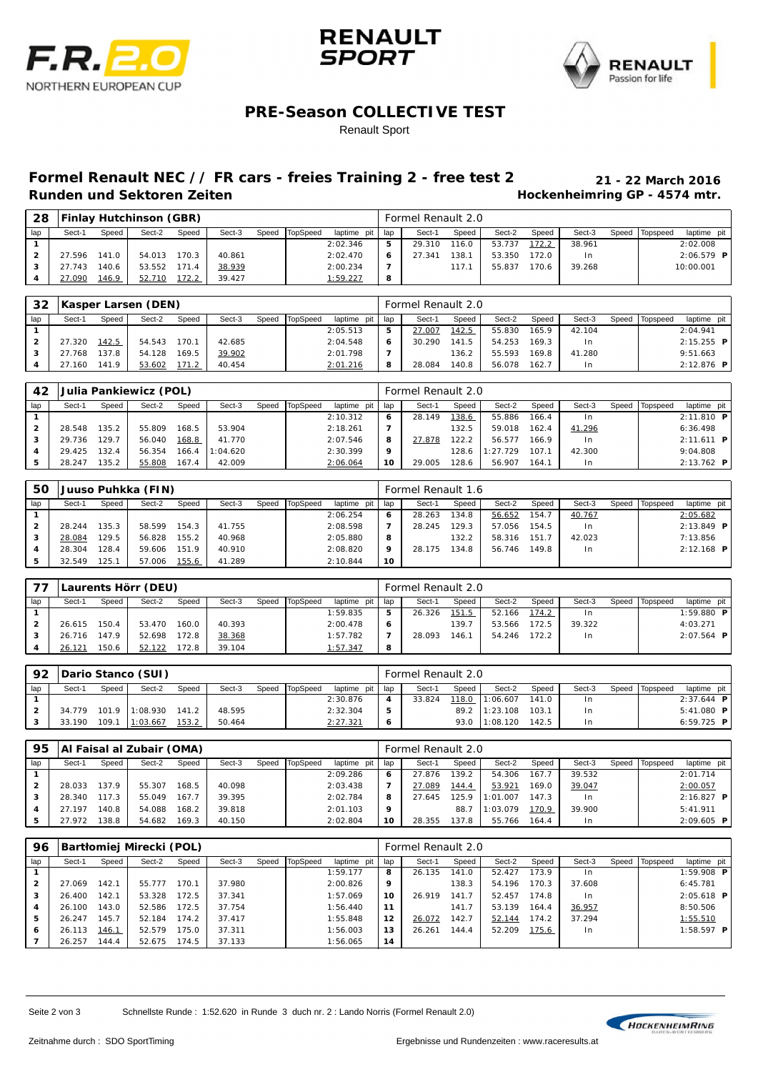# PRE-Season COLLECTIVE TEST

Renault Sport

## Formel Renault NEC // FR cars - freies Training 2 - free test 2

**21 - 22 March 2016**

**Runden und Sektoren Zeiten**

**Hockenheimring GP - 4574 mtr.**

### 28 Finlay Hutchinson (GBR) — Formel Renault 2.0

| lap | Sect-1 | Speed | Sect-2 | Speed | Sect-3 | Speed | TopSpeed | laptime | pit | lap | Sect-1 | Speed | Sect-2 | Speed | Sect-3 | Speed | Topspeed | laptime | pit |
|---|---|---|---|---|---|---|---|---|---|---|---|---|---|---|---|---|---|---|---|
| 1 | | | | | | | | 2:02.346 | | 5 | 29.310 | 116.0 | 53.737 | 172.2 | 38.961 | | | 2:02.008 | |
| 2 | 27.596 | 141.0 | 54.013 | 170.3 | 40.861 | | | 2:02.470 | | 6 | 27.341 | 138.1 | 53.350 | 172.0 | In | | | 2:06.579 | P |
| 3 | 27.743 | 140.6 | 53.552 | 171.4 | 38.939 | | | 2:00.234 | | 7 | | 117.1 | 55.837 | 170.6 | 39.268 | | | 10:00.001 | |
| 4 | 27.090 | 146.9 | 52.710 | 172.2 | 39.427 | | | 1:59.227 | | 8 | | | | | | | | | |

### 32 Kasper Larsen (DEN) — Formel Renault 2.0

| lap | Sect-1 | Speed | Sect-2 | Speed | Sect-3 | Speed | TopSpeed | laptime | pit | lap | Sect-1 | Speed | Sect-2 | Speed | Sect-3 | Speed | Topspeed | laptime | pit |
|---|---|---|---|---|---|---|---|---|---|---|---|---|---|---|---|---|---|---|---|
| 1 | | | | | | | | 2:05.513 | | 5 | 27.007 | 142.5 | 55.830 | 165.9 | 42.104 | | | 2:04.941 | |
| 2 | 27.320 | 142.5 | 54.543 | 170.1 | 42.685 | | | 2:04.548 | | 6 | 30.290 | 141.5 | 54.253 | 169.3 | In | | | 2:15.255 | P |
| 3 | 27.768 | 137.8 | 54.128 | 169.5 | 39.902 | | | 2:01.798 | | 7 | | 136.2 | 55.593 | 169.8 | 41.280 | | | 9:51.663 | |
| 4 | 27.160 | 141.9 | 53.602 | 171.2 | 40.454 | | | 2:01.216 | | 8 | 28.084 | 140.8 | 56.078 | 162.7 | In | | | 2:12.876 | P |

### 42 Julia Pankiewicz (POL) — Formel Renault 2.0

| lap | Sect-1 | Speed | Sect-2 | Speed | Sect-3 | Speed | TopSpeed | laptime | pit | lap | Sect-1 | Speed | Sect-2 | Speed | Sect-3 | Speed | Topspeed | laptime | pit |
|---|---|---|---|---|---|---|---|---|---|---|---|---|---|---|---|---|---|---|---|
| 1 | | | | | | | | 2:10.312 | | 6 | 28.149 | 138.6 | 55.886 | 166.4 | In | | | 2:11.810 | P |
| 2 | 28.548 | 135.2 | 55.809 | 168.5 | 53.904 | | | 2:18.261 | | 7 | | 132.5 | 59.018 | 162.4 | 41.296 | | | 6:36.498 | |
| 3 | 29.736 | 129.7 | 56.040 | 168.8 | 41.770 | | | 2:07.546 | | 8 | 27.878 | 122.2 | 56.577 | 166.9 | In | | | 2:11.611 | P |
| 4 | 29.425 | 132.4 | 56.354 | 166.4 | 1:04.620 | | | 2:30.399 | | 9 | | 128.6 | 1:27.729 | 107.1 | 42.300 | | | 9:04.808 | |
| 5 | 28.247 | 135.2 | 55.808 | 167.4 | 42.009 | | | 2:06.064 | | 10 | 29.005 | 128.6 | 56.907 | 164.1 | In | | | 2:13.762 | P |

### 50 Juuso Puhkka (FIN) — Formel Renault 1.6

| lap | Sect-1 | Speed | Sect-2 | Speed | Sect-3 | Speed | TopSpeed | laptime | pit | lap | Sect-1 | Speed | Sect-2 | Speed | Sect-3 | Speed | Topspeed | laptime | pit |
|---|---|---|---|---|---|---|---|---|---|---|---|---|---|---|---|---|---|---|---|
| 1 | | | | | | | | 2:06.254 | | 6 | 28.263 | 134.8 | 56.652 | 154.7 | 40.767 | | | 2:05.682 | |
| 2 | 28.244 | 135.3 | 58.599 | 154.3 | 41.755 | | | 2:08.598 | | 7 | 28.245 | 129.3 | 57.056 | 154.5 | In | | | 2:13.849 | P |
| 3 | 28.084 | 129.5 | 56.828 | 155.2 | 40.968 | | | 2:05.880 | | 8 | | 132.2 | 58.316 | 151.7 | 42.023 | | | 7:13.856 | |
| 4 | 28.304 | 128.4 | 59.606 | 151.9 | 40.910 | | | 2:08.820 | | 9 | 28.175 | 134.8 | 56.746 | 149.8 | In | | | 2:12.168 | P |
| 5 | 32.549 | 125.1 | 57.006 | 155.6 | 41.289 | | | 2:10.844 | | 10 | | | | | | | | | |

### 77 Laurents Hörr (DEU) — Formel Renault 2.0

| lap | Sect-1 | Speed | Sect-2 | Speed | Sect-3 | Speed | TopSpeed | laptime | pit | lap | Sect-1 | Speed | Sect-2 | Speed | Sect-3 | Speed | Topspeed | laptime | pit |
|---|---|---|---|---|---|---|---|---|---|---|---|---|---|---|---|---|---|---|---|
| 1 | | | | | | | | 1:59.835 | | 5 | 26.326 | 151.5 | 52.166 | 174.2 | In | | | 1:59.880 | P |
| 2 | 26.615 | 150.4 | 53.470 | 160.0 | 40.393 | | | 2:00.478 | | 6 | | 139.7 | 53.566 | 172.5 | 39.322 | | | 4:03.271 | |
| 3 | 26.716 | 147.9 | 52.698 | 172.8 | 38.368 | | | 1:57.782 | | 7 | 28.093 | 146.1 | 54.246 | 172.2 | In | | | 2:07.564 | P |
| 4 | 26.121 | 150.6 | 52.122 | 172.8 | 39.104 | | | 1:57.347 | | 8 | | | | | | | | | |

### 92 Dario Stanco (SUI) — Formel Renault 2.0

| lap | Sect-1 | Speed | Sect-2 | Speed | Sect-3 | Speed | TopSpeed | laptime | pit | lap | Sect-1 | Speed | Sect-2 | Speed | Sect-3 | Speed | Topspeed | laptime | pit |
|---|---|---|---|---|---|---|---|---|---|---|---|---|---|---|---|---|---|---|---|
| 1 | | | | | | | | 2:30.876 | | 4 | 33.824 | 118.0 | 1:06.607 | 141.0 | In | | | 2:37.644 | P |
| 2 | 34.779 | 101.9 | 1:08.930 | 141.2 | 48.595 | | | 2:32.304 | | 5 | | 89.2 | 1:23.108 | 103.1 | In | | | 5:41.080 | P |
| 3 | 33.190 | 109.1 | 1:03.667 | 153.2 | 50.464 | | | 2:27.321 | | 6 | | 93.0 | 1:08.120 | 142.5 | In | | | 6:59.725 | P |

### 95 Al Faisal al Zubair (OMA) — Formel Renault 2.0

| lap | Sect-1 | Speed | Sect-2 | Speed | Sect-3 | Speed | TopSpeed | laptime | pit | lap | Sect-1 | Speed | Sect-2 | Speed | Sect-3 | Speed | Topspeed | laptime | pit |
|---|---|---|---|---|---|---|---|---|---|---|---|---|---|---|---|---|---|---|---|
| 1 | | | | | | | | 2:09.286 | | 6 | 27.876 | 139.2 | 54.306 | 167.7 | 39.532 | | | 2:01.714 | |
| 2 | 28.033 | 137.9 | 55.307 | 168.5 | 40.098 | | | 2:03.438 | | 7 | 27.089 | 144.4 | 53.921 | 169.0 | 39.047 | | | 2:00.057 | |
| 3 | 28.340 | 117.3 | 55.049 | 167.7 | 39.395 | | | 2:02.784 | | 8 | 27.645 | 125.9 | 1:01.007 | 147.3 | In | | | 2:16.827 | P |
| 4 | 27.197 | 140.8 | 54.088 | 168.2 | 39.818 | | | 2:01.103 | | 9 | | 88.7 | 1:03.079 | 170.9 | 39.900 | | | 5:41.911 | |
| 5 | 27.972 | 138.8 | 54.682 | 169.3 | 40.150 | | | 2:02.804 | | 10 | 28.355 | 137.8 | 55.766 | 164.4 | In | | | 2:09.605 | P |

### 96 Bartłomiej Mirecki (POL) — Formel Renault 2.0

| lap | Sect-1 | Speed | Sect-2 | Speed | Sect-3 | Speed | TopSpeed | laptime | pit | lap | Sect-1 | Speed | Sect-2 | Speed | Sect-3 | Speed | Topspeed | laptime | pit |
|---|---|---|---|---|---|---|---|---|---|---|---|---|---|---|---|---|---|---|---|
| 1 | | | | | | | | 1:59.177 | | 8 | 26.135 | 141.0 | 52.427 | 173.9 | In | | | 1:59.908 | P |
| 2 | 27.069 | 142.1 | 55.777 | 170.1 | 37.980 | | | 2:00.826 | | 9 | | 138.3 | 54.196 | 170.3 | 37.608 | | | 6:45.781 | |
| 3 | 26.400 | 142.1 | 53.328 | 172.5 | 37.341 | | | 1:57.069 | | 10 | 26.919 | 141.7 | 52.457 | 174.8 | In | | | 2:05.618 | P |
| 4 | 26.100 | 143.0 | 52.586 | 172.5 | 37.754 | | | 1:56.440 | | 11 | | 141.7 | 53.139 | 164.4 | 36.957 | | | 8:50.506 | |
| 5 | 26.247 | 145.7 | 52.184 | 174.2 | 37.417 | | | 1:55.848 | | 12 | 26.072 | 142.7 | 52.144 | 174.2 | 37.294 | | | 1:55.510 | |
| 6 | 26.113 | 146.1 | 52.579 | 175.0 | 37.311 | | | 1:56.003 | | 13 | 26.261 | 144.4 | 52.209 | 175.6 | In | | | 1:58.597 | P |
| 7 | 26.257 | 144.4 | 52.675 | 174.5 | 37.133 | | | 1:56.065 | | 14 | | | | | | | | | |

Schnellste Runde : 1:52.620 in Runde 3 duch nr. 2 : Lando Norris (Formel Renault 2.0)

Zeitnahme durch : SDO SportTiming

Ergebnisse und Rundenzeiten : www.raceresults.at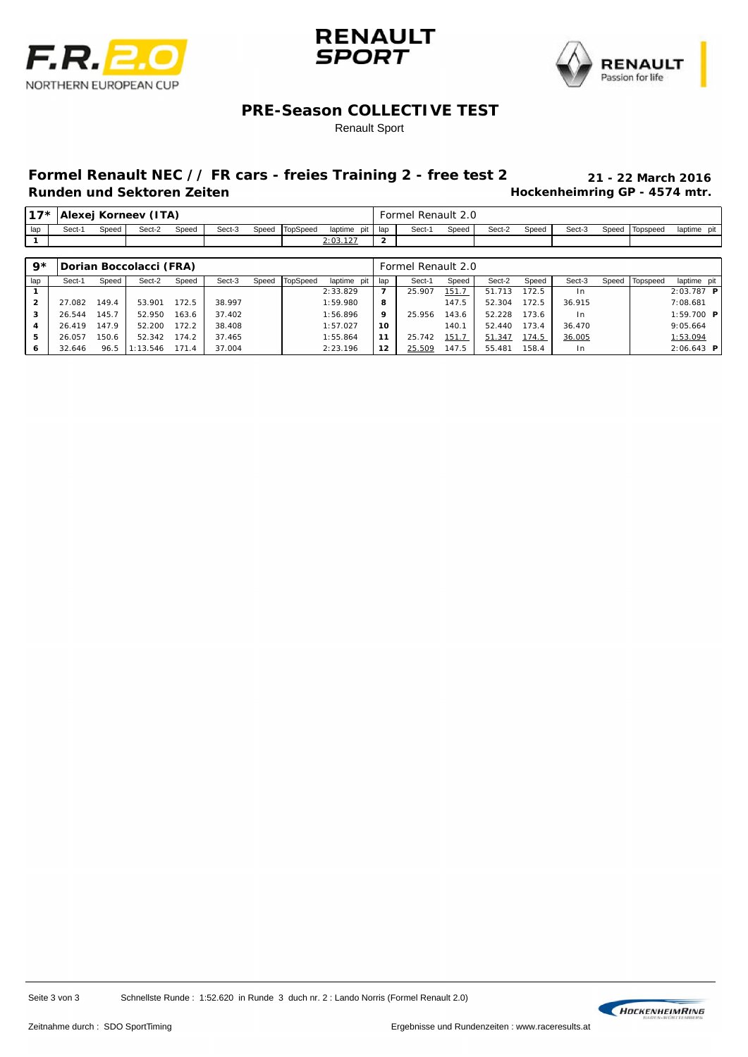## PRE-Season COLLECTIVE TEST

Renault Sport

### Formel Renault NEC // FR cars - freies Training 2 - free test 2

**Runden und Sektoren Zeiten**

**21 - 22 March 2016**

**Hockenheimring GP - 4574 mtr.**

| 17* | Alexej Korneev (ITA) | | | | | | | | Formel Renault 2.0 | | | | | | | | |
|---|---|---|---|---|---|---|---|---|---|---|---|---|---|---|---|---|---|
| lap | Sect-1 | Speed | Sect-2 | Speed | Sect-3 | Speed | TopSpeed | laptime pit | lap | Sect-1 | Speed | Sect-2 | Speed | Sect-3 | Speed | Topspeed | laptime pit |
| 1 | | | | | | | | 2:03.127 | 2 | | | | | | | | |

| 9* | Dorian Boccolacci (FRA) | | | | | | | | Formel Renault 2.0 | | | | | | | | |
|---|---|---|---|---|---|---|---|---|---|---|---|---|---|---|---|---|---|
| lap | Sect-1 | Speed | Sect-2 | Speed | Sect-3 | Speed | TopSpeed | laptime pit | lap | Sect-1 | Speed | Sect-2 | Speed | Sect-3 | Speed | Topspeed | laptime pit |
| 1 | | | | | | | | 2:33.829 | 7 | 25.907 | 151.7 | 51.713 | 172.5 | In | | | 2:03.787 P |
| 2 | 27.082 | 149.4 | 53.901 | 172.5 | 38.997 | | | 1:59.980 | 8 | | 147.5 | 52.304 | 172.5 | 36.915 | | | 7:08.681 |
| 3 | 26.544 | 145.7 | 52.950 | 163.6 | 37.402 | | | 1:56.896 | 9 | 25.956 | 143.6 | 52.228 | 173.6 | In | | | 1:59.700 P |
| 4 | 26.419 | 147.9 | 52.200 | 172.2 | 38.408 | | | 1:57.027 | 10 | | 140.1 | 52.440 | 173.4 | 36.470 | | | 9:05.664 |
| 5 | 26.057 | 150.6 | 52.342 | 174.2 | 37.465 | | | 1:55.864 | 11 | 25.742 | 151.7 | 51.347 | 174.5 | 36.005 | | | 1:53.094 |
| 6 | 32.646 | 96.5 | 1:13.546 | 171.4 | 37.004 | | | 2:23.196 | 12 | 25.509 | 147.5 | 55.481 | 158.4 | In | | | 2:06.643 P |

Schnellste Runde : 1:52.620 in Runde 3 duch nr. 2 : Lando Norris (Formel Renault 2.0)

Zeitnahme durch : SDO SportTiming

Ergebnisse und Rundenzeiten : www.raceresults.at